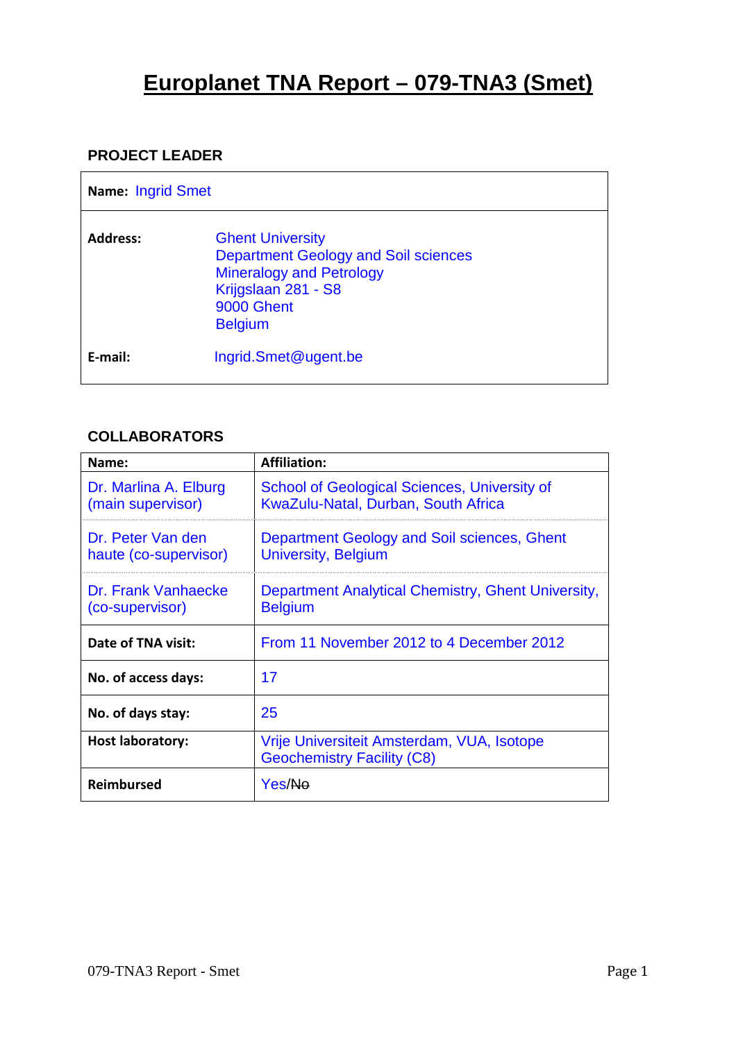# Europlanet TNA Report – 079-TNA3 (Smet)

## PROJECT LEADER

| **Name:** | Ingrid Smet |
|---|---|
| **Address:** | Ghent University<br>Department Geology and Soil sciences<br>Mineralogy and Petrology<br>Krijgslaan 281 - S8<br>9000 Ghent<br>Belgium |
| **E-mail:** | Ingrid.Smet@ugent.be |

## COLLABORATORS

| **Name:** | **Affiliation:** |
|---|---|
| Dr. Marlina A. Elburg (main supervisor) | School of Geological Sciences, University of KwaZulu-Natal, Durban, South Africa |
| Dr. Peter Van den haute (co-supervisor) | Department Geology and Soil sciences, Ghent University, Belgium |
| Dr. Frank Vanhaecke (co-supervisor) | Department Analytical Chemistry, Ghent University, Belgium |
| **Date of TNA visit:** | From 11 November 2012 to 4 December 2012 |
| **No. of access days:** | 17 |
| **No. of days stay:** | 25 |
| **Host laboratory:** | Vrije Universiteit Amsterdam, VUA, Isotope Geochemistry Facility (C8) |
| **Reimbursed** | Yes/~~No~~ |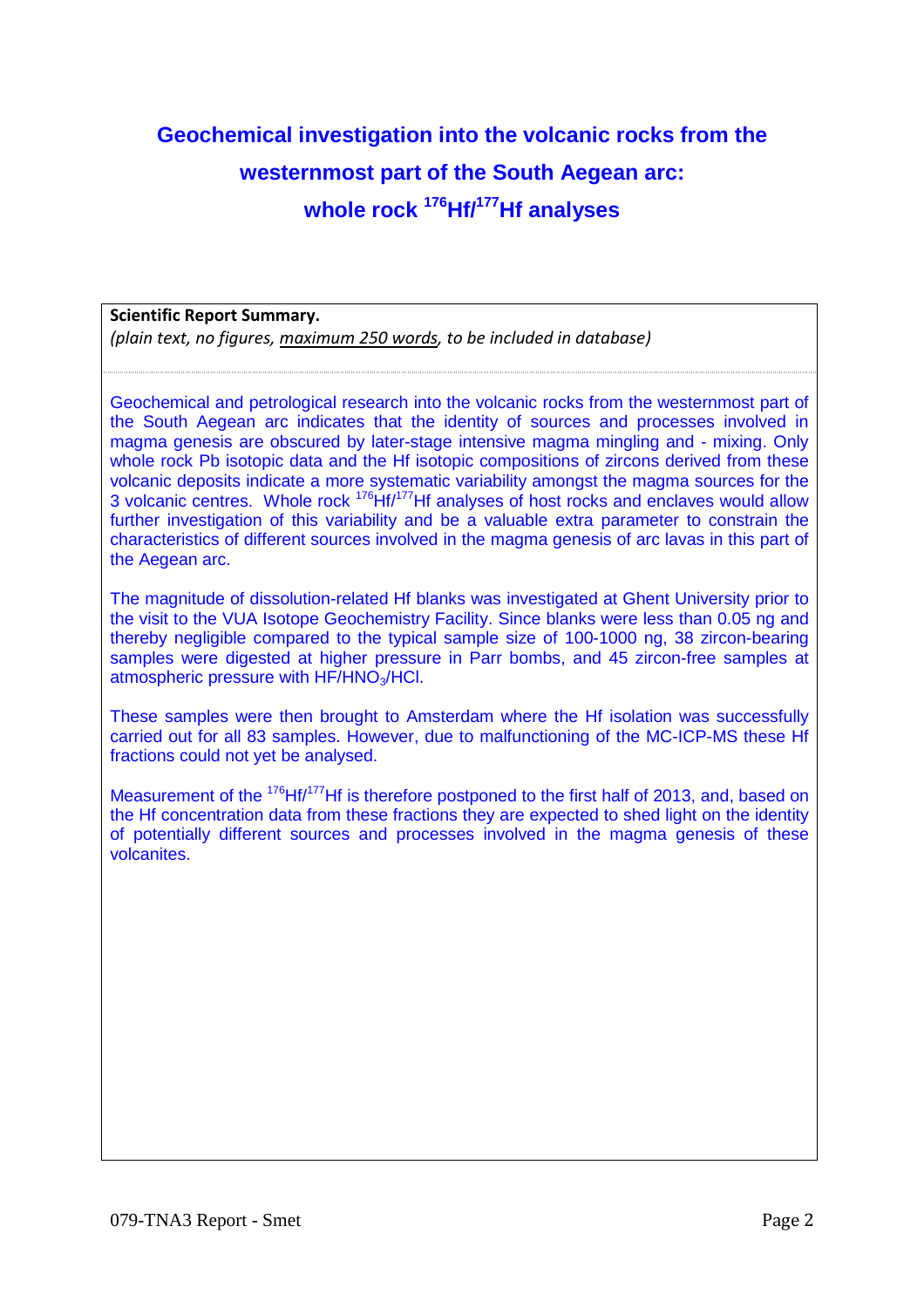# Geochemical investigation into the volcanic rocks from the westernmost part of the South Aegean arc: whole rock $^{176}Hf/^{177}Hf$ analyses

**Scientific Report Summary.**
*(plain text, no figures, maximum 250 words, to be included in database)*

Geochemical and petrological research into the volcanic rocks from the westernmost part of the South Aegean arc indicates that the identity of sources and processes involved in magma genesis are obscured by later-stage intensive magma mingling and - mixing. Only whole rock Pb isotopic data and the Hf isotopic compositions of zircons derived from these volcanic deposits indicate a more systematic variability amongst the magma sources for the 3 volcanic centres. Whole rock $^{176}Hf/^{177}Hf$ analyses of host rocks and enclaves would allow further investigation of this variability and be a valuable extra parameter to constrain the characteristics of different sources involved in the magma genesis of arc lavas in this part of the Aegean arc.

The magnitude of dissolution-related Hf blanks was investigated at Ghent University prior to the visit to the VUA Isotope Geochemistry Facility. Since blanks were less than 0.05 ng and thereby negligible compared to the typical sample size of 100-1000 ng, 38 zircon-bearing samples were digested at higher pressure in Parr bombs, and 45 zircon-free samples at atmospheric pressure with $HF/HNO_3/HCl$.

These samples were then brought to Amsterdam where the Hf isolation was successfully carried out for all 83 samples. However, due to malfunctioning of the MC-ICP-MS these Hf fractions could not yet be analysed.

Measurement of the $^{176}Hf/^{177}Hf$ is therefore postponed to the first half of 2013, and, based on the Hf concentration data from these fractions they are expected to shed light on the identity of potentially different sources and processes involved in the magma genesis of these volcanites.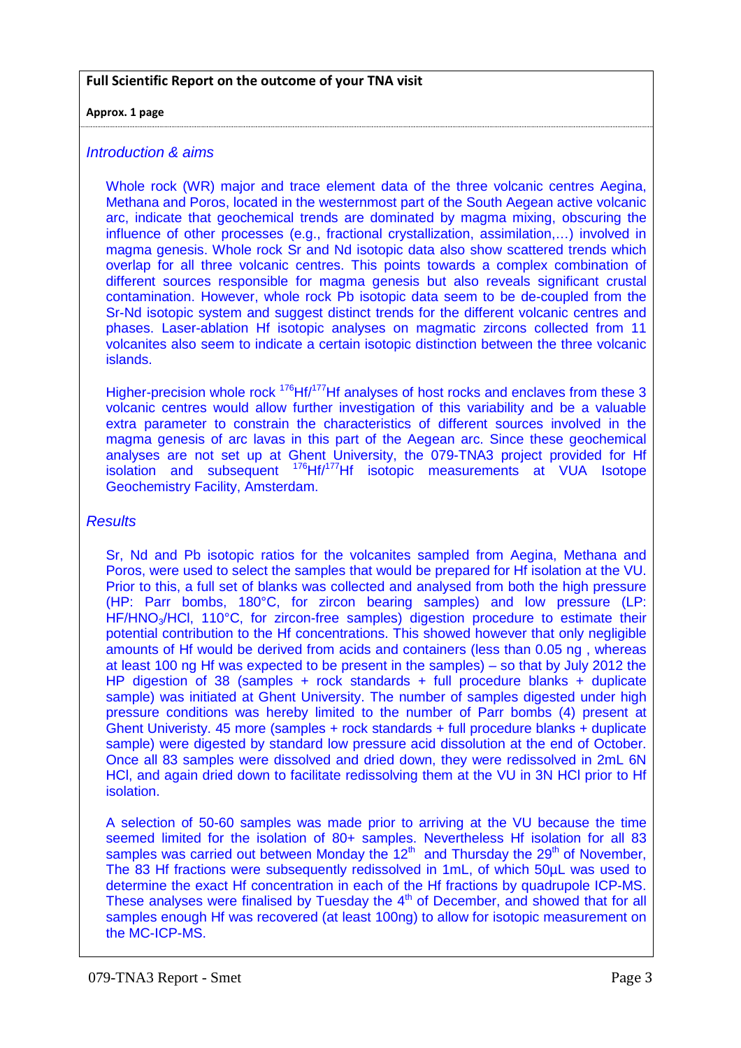**Full Scientific Report on the outcome of your TNA visit**

**Approx. 1 page**

*Introduction & aims*

Whole rock (WR) major and trace element data of the three volcanic centres Aegina, Methana and Poros, located in the westernmost part of the South Aegean active volcanic arc, indicate that geochemical trends are dominated by magma mixing, obscuring the influence of other processes (e.g., fractional crystallization, assimilation,…) involved in magma genesis. Whole rock Sr and Nd isotopic data also show scattered trends which overlap for all three volcanic centres. This points towards a complex combination of different sources responsible for magma genesis but also reveals significant crustal contamination. However, whole rock Pb isotopic data seem to be de-coupled from the Sr-Nd isotopic system and suggest distinct trends for the different volcanic centres and phases. Laser-ablation Hf isotopic analyses on magmatic zircons collected from 11 volcanites also seem to indicate a certain isotopic distinction between the three volcanic islands.

Higher-precision whole rock $^{176}Hf/^{177}Hf$ analyses of host rocks and enclaves from these 3 volcanic centres would allow further investigation of this variability and be a valuable extra parameter to constrain the characteristics of different sources involved in the magma genesis of arc lavas in this part of the Aegean arc. Since these geochemical analyses are not set up at Ghent University, the 079-TNA3 project provided for Hf isolation and subsequent $^{176}Hf/^{177}Hf$ isotopic measurements at VUA Isotope Geochemistry Facility, Amsterdam.

*Results*

Sr, Nd and Pb isotopic ratios for the volcanites sampled from Aegina, Methana and Poros, were used to select the samples that would be prepared for Hf isolation at the VU. Prior to this, a full set of blanks was collected and analysed from both the high pressure (HP: Parr bombs, 180°C, for zircon bearing samples) and low pressure (LP: $HF/HNO_3/HCl$, 110°C, for zircon-free samples) digestion procedure to estimate their potential contribution to the Hf concentrations. This showed however that only negligible amounts of Hf would be derived from acids and containers (less than 0.05 ng , whereas at least 100 ng Hf was expected to be present in the samples) – so that by July 2012 the HP digestion of 38 (samples + rock standards + full procedure blanks + duplicate sample) was initiated at Ghent University. The number of samples digested under high pressure conditions was hereby limited to the number of Parr bombs (4) present at Ghent Univeristy. 45 more (samples + rock standards + full procedure blanks + duplicate sample) were digested by standard low pressure acid dissolution at the end of October. Once all 83 samples were dissolved and dried down, they were redissolved in 2mL 6N HCl, and again dried down to facilitate redissolving them at the VU in 3N HCl prior to Hf isolation.

A selection of 50-60 samples was made prior to arriving at the VU because the time seemed limited for the isolation of 80+ samples. Nevertheless Hf isolation for all 83 samples was carried out between Monday the 12th and Thursday the 29th of November, The 83 Hf fractions were subsequently redissolved in 1mL, of which 50µL was used to determine the exact Hf concentration in each of the Hf fractions by quadrupole ICP-MS. These analyses were finalised by Tuesday the 4th of December, and showed that for all samples enough Hf was recovered (at least 100ng) to allow for isotopic measurement on the MC-ICP-MS.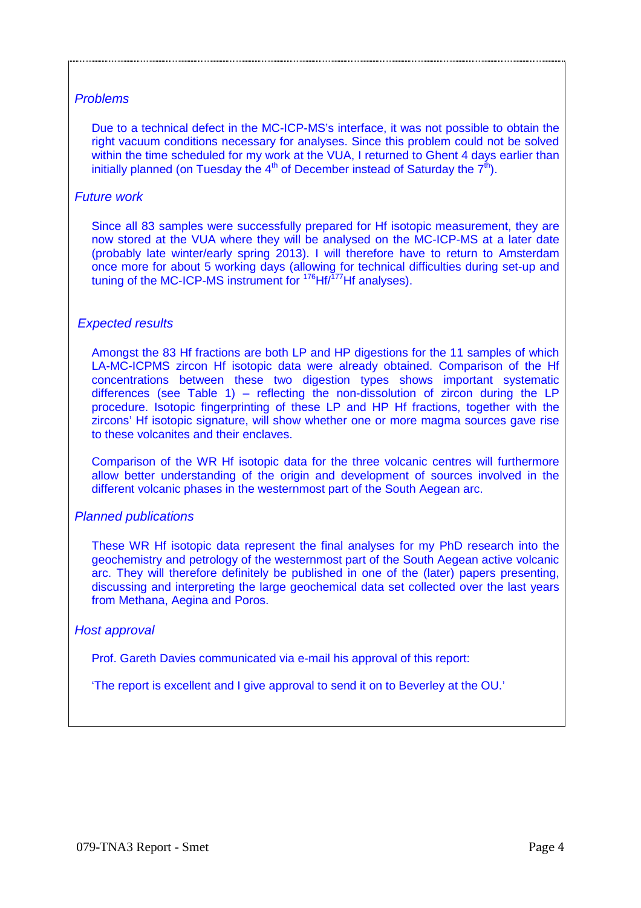*Problems*

Due to a technical defect in the MC-ICP-MS's interface, it was not possible to obtain the right vacuum conditions necessary for analyses. Since this problem could not be solved within the time scheduled for my work at the VUA, I returned to Ghent 4 days earlier than initially planned (on Tuesday the 4th of December instead of Saturday the 7th).

*Future work*

Since all 83 samples were successfully prepared for Hf isotopic measurement, they are now stored at the VUA where they will be analysed on the MC-ICP-MS at a later date (probably late winter/early spring 2013). I will therefore have to return to Amsterdam once more for about 5 working days (allowing for technical difficulties during set-up and tuning of the MC-ICP-MS instrument for $^{176}Hf/^{177}Hf$ analyses).

*Expected results*

Amongst the 83 Hf fractions are both LP and HP digestions for the 11 samples of which LA-MC-ICPMS zircon Hf isotopic data were already obtained. Comparison of the Hf concentrations between these two digestion types shows important systematic differences (see Table 1) – reflecting the non-dissolution of zircon during the LP procedure. Isotopic fingerprinting of these LP and HP Hf fractions, together with the zircons' Hf isotopic signature, will show whether one or more magma sources gave rise to these volcanites and their enclaves.

Comparison of the WR Hf isotopic data for the three volcanic centres will furthermore allow better understanding of the origin and development of sources involved in the different volcanic phases in the westernmost part of the South Aegean arc.

*Planned publications*

These WR Hf isotopic data represent the final analyses for my PhD research into the geochemistry and petrology of the westernmost part of the South Aegean active volcanic arc. They will therefore definitely be published in one of the (later) papers presenting, discussing and interpreting the large geochemical data set collected over the last years from Methana, Aegina and Poros.

*Host approval*

Prof. Gareth Davies communicated via e-mail his approval of this report:

'The report is excellent and I give approval to send it on to Beverley at the OU.'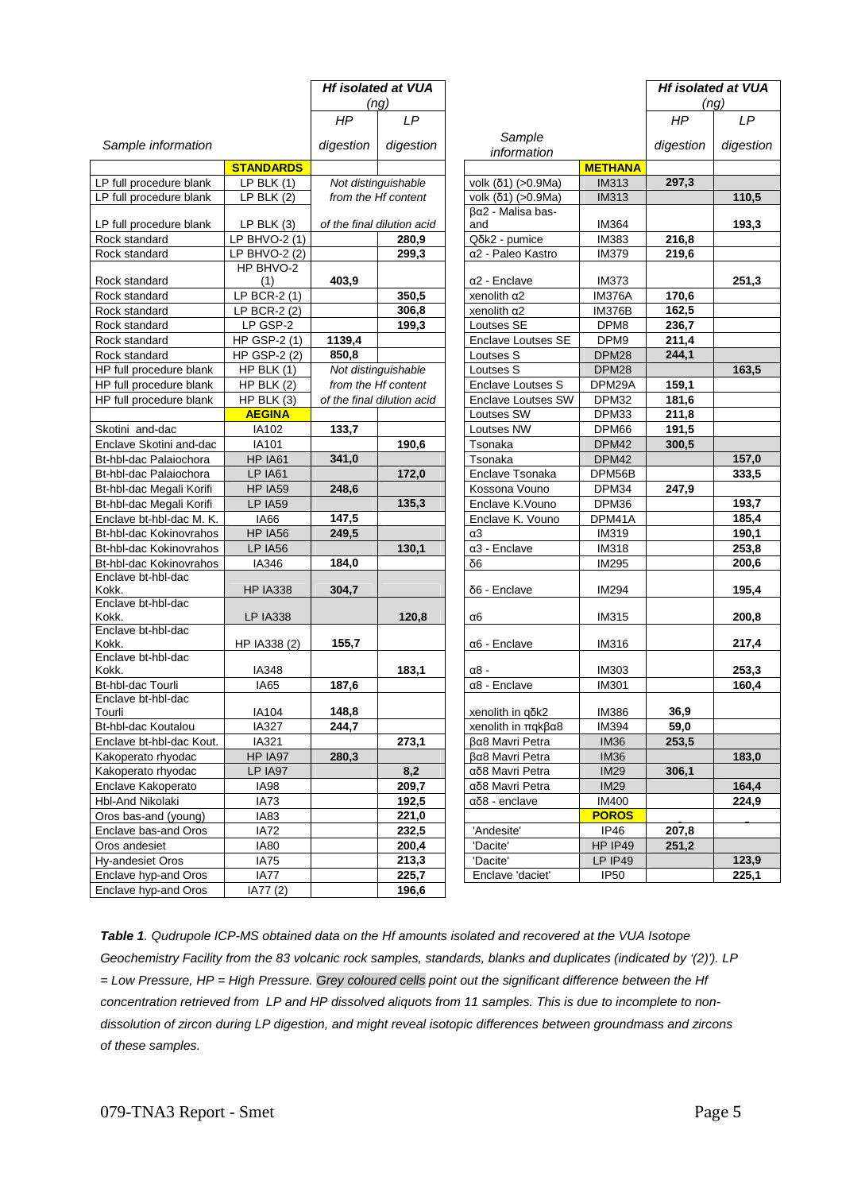| Sample information | | Hf isolated at VUA (ng) | |
|---|---|---|---|
| | | HP digestion | LP digestion |
| | **STANDARDS** | | |
| LP full procedure blank | LP BLK (1) | Not distinguishable | |
| LP full procedure blank | LP BLK (2) | from the Hf content | |
| LP full procedure blank | LP BLK (3) | of the final dilution acid | |
| Rock standard | LP BHVO-2 (1) | | **280,9** |
| Rock standard | LP BHVO-2 (2) | | **299,3** |
| Rock standard | HP BHVO-2 (1) | **403,9** | |
| Rock standard | LP BCR-2 (1) | | **350,5** |
| Rock standard | LP BCR-2 (2) | | **306,8** |
| Rock standard | LP GSP-2 | | **199,3** |
| Rock standard | HP GSP-2 (1) | **1139,4** | |
| Rock standard | HP GSP-2 (2) | **850,8** | |
| HP full procedure blank | HP BLK (1) | Not distinguishable | |
| HP full procedure blank | HP BLK (2) | from the Hf content | |
| HP full procedure blank | HP BLK (3) | of the final dilution acid | |
| | **AEGINA** | | |
| Skotini and-dac | IA102 | **133,7** | |
| Enclave Skotini and-dac | IA101 | | **190,6** |
| Bt-hbl-dac Palaiochora | HP IA61 | **341,0** | |
| Bt-hbl-dac Palaiochora | LP IA61 | | **172,0** |
| Bt-hbl-dac Megali Korifi | HP IA59 | **248,6** | |
| Bt-hbl-dac Megali Korifi | LP IA59 | | **135,3** |
| Enclave bt-hbl-dac M. K. | IA66 | **147,5** | |
| Bt-hbl-dac Kokinovrahos | HP IA56 | **249,5** | |
| Bt-hbl-dac Kokinovrahos | LP IA56 | | **130,1** |
| Bt-hbl-dac Kokinovrahos | IA346 | **184,0** | |
| Enclave bt-hbl-dac Kokk. | HP IA338 | **304,7** | |
| Enclave bt-hbl-dac Kokk. | LP IA338 | | **120,8** |
| Enclave bt-hbl-dac Kokk. | HP IA338 (2) | **155,7** | |
| Enclave bt-hbl-dac Kokk. | IA348 | | **183,1** |
| Bt-hbl-dac Tourli | IA65 | **187,6** | |
| Enclave bt-hbl-dac Tourli | IA104 | **148,8** | |
| Bt-hbl-dac Koutalou | IA327 | **244,7** | |
| Enclave bt-hbl-dac Kout. | IA321 | | **273,1** |
| Kakoperato rhyodac | HP IA97 | **280,3** | |
| Kakoperato rhyodac | LP IA97 | | **8,2** |
| Enclave Kakoperato | IA98 | | **209,7** |
| Hbl-And Nikolaki | IA73 | | **192,5** |
| Oros bas-and (young) | IA83 | | **221,0** |
| Enclave bas-and Oros | IA72 | | **232,5** |
| Oros andesiet | IA80 | | **200,4** |
| Hy-andesiet Oros | IA75 | | **213,3** |
| Enclave hyp-and Oros | IA77 | | **225,7** |
| Enclave hyp-and Oros | IA77 (2) | | **196,6** |
| | **METHANA** | | |
| volk (δ1) (>0.9Ma) | IM313 | **297,3** | |
| volk (δ1) (>0.9Ma) | IM313 | | **110,5** |
| βα2 - Malisa bas-and | IM364 | | **193,3** |
| Qδk2 - pumice | IM383 | **216,8** | |
| α2 - Paleo Kastro | IM379 | **219,6** | |
| α2 - Enclave | IM373 | | **251,3** |
| xenolith α2 | IM376A | **170,6** | |
| xenolith α2 | IM376B | **162,5** | |
| Loutses SE | DPM8 | **236,7** | |
| Enclave Loutses SE | DPM9 | **211,4** | |
| Loutses S | DPM28 | **244,1** | |
| Loutses S | DPM28 | | **163,5** |
| Enclave Loutses S | DPM29A | **159,1** | |
| Enclave Loutses SW | DPM32 | **181,6** | |
| Loutses SW | DPM33 | **211,8** | |
| Loutses NW | DPM66 | **191,5** | |
| Tsonaka | DPM42 | **300,5** | |
| Tsonaka | DPM42 | | **157,0** |
| Enclave Tsonaka | DPM56B | | **333,5** |
| Kossona Vouno | DPM34 | **247,9** | |
| Enclave K.Vouno | DPM36 | | **193,7** |
| Enclave K. Vouno | DPM41A | | **185,4** |
| α3 | IM319 | | **190,1** |
| α3 - Enclave | IM318 | | **253,8** |
| δ6 | IM295 | | **200,6** |
| δ6 - Enclave | IM294 | | **195,4** |
| α6 | IM315 | | **200,8** |
| α6 - Enclave | IM316 | | **217,4** |
| α8 - | IM303 | | **253,3** |
| α8 - Enclave | IM301 | | **160,4** |
| xenolith in qδk2 | IM386 | **36,9** | |
| xenolith in πqkβα8 | IM394 | **59,0** | |
| βα8 Mavri Petra | IM36 | **253,5** | |
| βα8 Mavri Petra | IM36 | | **183,0** |
| αδ8 Mavri Petra | IM29 | **306,1** | |
| αδ8 Mavri Petra | IM29 | | **164,4** |
| αδ8 - enclave | IM400 | | **224,9** |
| | **POROS** | | |
| 'Andesite' | IP46 | **207,8** | |
| 'Dacite' | HP IP49 | **251,2** | |
| 'Dacite' | LP IP49 | | **123,9** |
| Enclave 'daciet' | IP50 | | **225,1** |

***Table 1****. Qudrupole ICP-MS obtained data on the Hf amounts isolated and recovered at the VUA Isotope Geochemistry Facility from the 83 volcanic rock samples, standards, blanks and duplicates (indicated by '(2)'). LP = Low Pressure, HP = High Pressure. Grey coloured cells point out the significant difference between the Hf concentration retrieved from LP and HP dissolved aliquots from 11 samples. This is due to incomplete to non-dissolution of zircon during LP digestion, and might reveal isotopic differences between groundmass and zircons of these samples.*